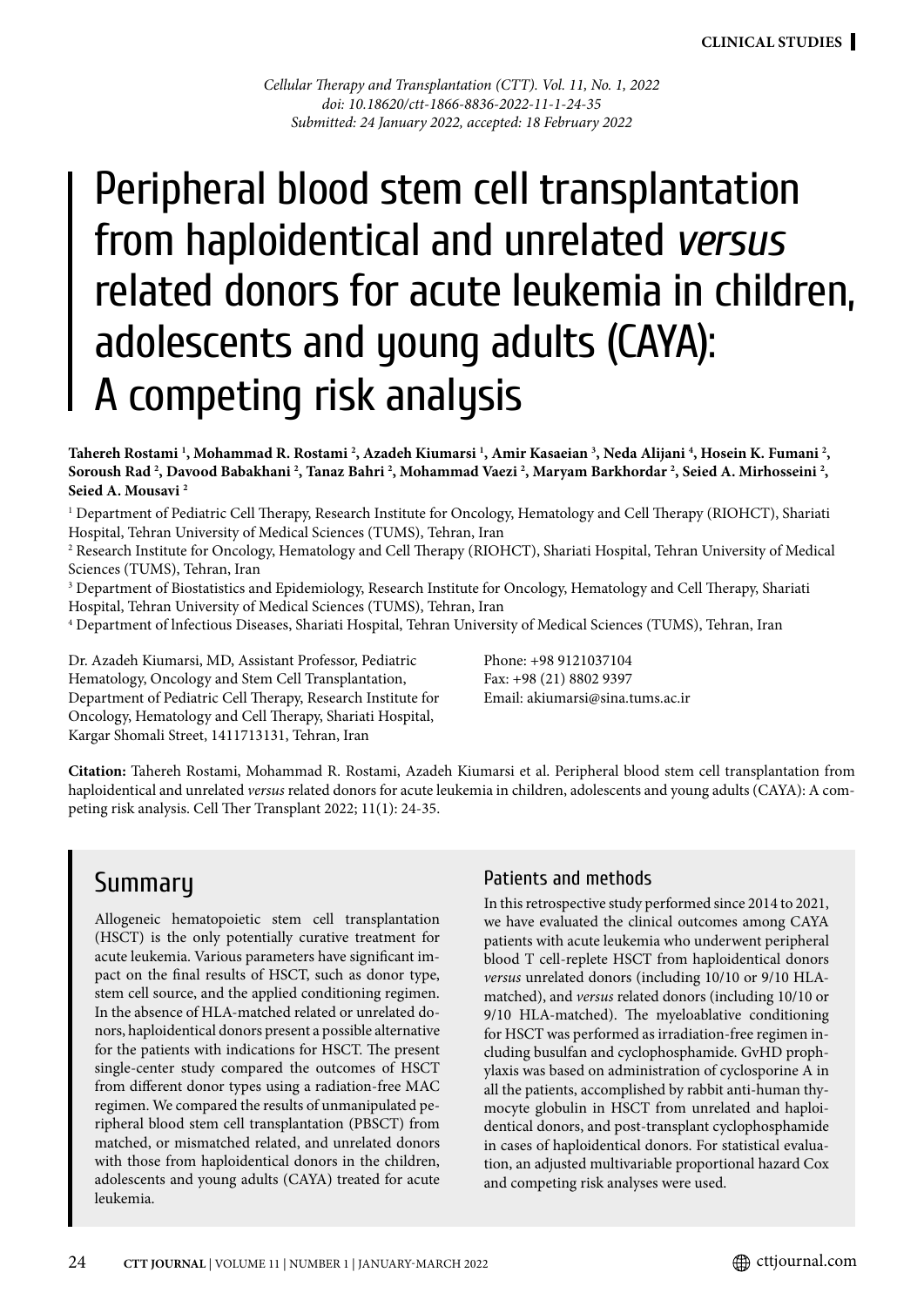CLINICAL STUDIES

*Cellular Therapy and Transplantation (CTT). Vol. 11, No. 1, 2022*
*doi: 10.18620/ctt-1866-8836-2022-11-1-24-35*
*Submitted: 24 January 2022, accepted: 18 February 2022*

# Peripheral blood stem cell transplantation from haploidentical and unrelated *versus* related donors for acute leukemia in children, adolescents and young adults (CAYA): A competing risk analysis

**Tahereh Rostami [1], Mohammad R. Rostami [2], Azadeh Kiumarsi [1], Amir Kasaeian [3], Neda Alijani [4], Hosein K. Fumani [2], Soroush Rad [2], Davood Babakhani [2], Tanaz Bahri [2], Mohammad Vaezi [2], Maryam Barkhordar [2], Seied A. Mirhosseini [2], Seied A. Mousavi [2]**

[1] Department of Pediatric Cell Therapy, Research Institute for Oncology, Hematology and Cell Therapy (RIOHCT), Shariati Hospital, Tehran University of Medical Sciences (TUMS), Tehran, Iran

[2] Research Institute for Oncology, Hematology and Cell Therapy (RIOHCT), Shariati Hospital, Tehran University of Medical Sciences (TUMS), Tehran, Iran

[3] Department of Biostatistics and Epidemiology, Research Institute for Oncology, Hematology and Cell Therapy, Shariati Hospital, Tehran University of Medical Sciences (TUMS), Tehran, Iran

[4] Department of lnfectious Diseases, Shariati Hospital, Tehran University of Medical Sciences (TUMS), Tehran, Iran

Dr. Azadeh Kiumarsi, MD, Assistant Professor, Pediatric Hematology, Oncology and Stem Cell Transplantation, Department of Pediatric Cell Therapy, Research Institute for Oncology, Hematology and Cell Therapy, Shariati Hospital, Kargar Shomali Street, 1411713131, Tehran, Iran

Phone: +98 9121037104
Fax: +98 (21) 8802 9397
Email: akiumarsi@sina.tums.ac.ir

**Citation:** Tahereh Rostami, Mohammad R. Rostami, Azadeh Kiumarsi et al. Peripheral blood stem cell transplantation from haploidentical and unrelated *versus* related donors for acute leukemia in children, adolescents and young adults (CAYA): A competing risk analysis. Cell Ther Transplant 2022; 11(1): 24-35.

## Summary

Allogeneic hematopoietic stem cell transplantation (HSCT) is the only potentially curative treatment for acute leukemia. Various parameters have significant impact on the final results of HSCT, such as donor type, stem cell source, and the applied conditioning regimen. In the absence of HLA-matched related or unrelated donors, haploidentical donors present a possible alternative for the patients with indications for HSCT. The present single-center study compared the outcomes of HSCT from different donor types using a radiation-free MAC regimen. We compared the results of unmanipulated peripheral blood stem cell transplantation (PBSCT) from matched, or mismatched related, and unrelated donors with those from haploidentical donors in the children, adolescents and young adults (CAYA) treated for acute leukemia.

### Patients and methods

In this retrospective study performed since 2014 to 2021, we have evaluated the clinical outcomes among CAYA patients with acute leukemia who underwent peripheral blood T cell-replete HSCT from haploidentical donors *versus* unrelated donors (including 10/10 or 9/10 HLA-matched), and *versus* related donors (including 10/10 or 9/10 HLA-matched). The myeloablative conditioning for HSCT was performed as irradiation-free regimen including busulfan and cyclophosphamide. GvHD prophylaxis was based on administration of cyclosporine A in all the patients, accomplished by rabbit anti-human thymocyte globulin in HSCT from unrelated and haploidentical donors, and post-transplant cyclophosphamide in cases of haploidentical donors. For statistical evaluation, an adjusted multivariable proportional hazard Cox and competing risk analyses were used.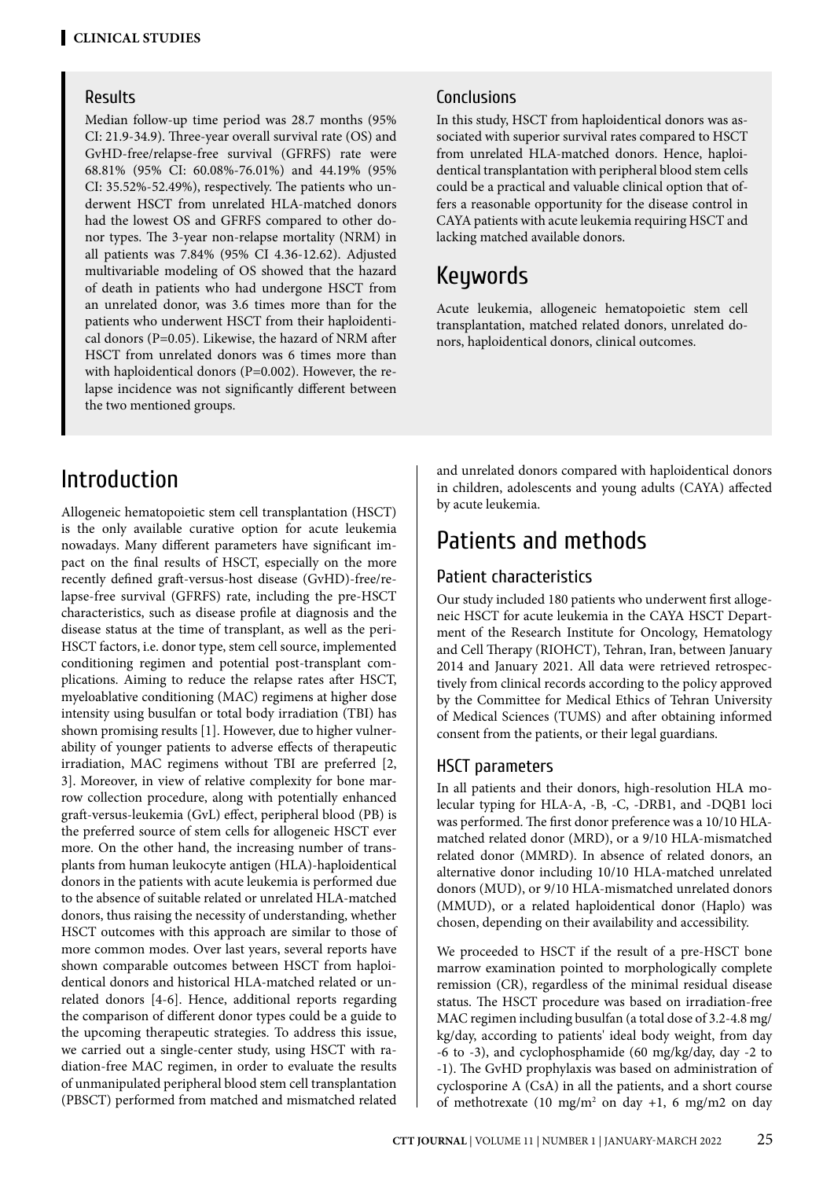## Results

Median follow-up time period was 28.7 months (95% CI: 21.9-34.9). Three-year overall survival rate (OS) and GvHD-free/relapse-free survival (GFRFS) rate were 68.81% (95% CI: 60.08%-76.01%) and 44.19% (95% CI: 35.52%-52.49%), respectively. The patients who underwent HSCT from unrelated HLA-matched donors had the lowest OS and GFRFS compared to other donor types. The 3-year non-relapse mortality (NRM) in all patients was 7.84% (95% CI 4.36-12.62). Adjusted multivariable modeling of OS showed that the hazard of death in patients who had undergone HSCT from an unrelated donor, was 3.6 times more than for the patients who underwent HSCT from their haploidentical donors (P=0.05). Likewise, the hazard of NRM after HSCT from unrelated donors was 6 times more than with haploidentical donors (P=0.002). However, the relapse incidence was not significantly different between the two mentioned groups.

## Conclusions

In this study, HSCT from haploidentical donors was associated with superior survival rates compared to HSCT from unrelated HLA-matched donors. Hence, haploidentical transplantation with peripheral blood stem cells could be a practical and valuable clinical option that offers a reasonable opportunity for the disease control in CAYA patients with acute leukemia requiring HSCT and lacking matched available donors.

## Keywords

Acute leukemia, allogeneic hematopoietic stem cell transplantation, matched related donors, unrelated donors, haploidentical donors, clinical outcomes.

# Introduction

Allogeneic hematopoietic stem cell transplantation (HSCT) is the only available curative option for acute leukemia nowadays. Many different parameters have significant impact on the final results of HSCT, especially on the more recently defined graft-versus-host disease (GvHD)-free/relapse-free survival (GFRFS) rate, including the pre-HSCT characteristics, such as disease profile at diagnosis and the disease status at the time of transplant, as well as the peri-HSCT factors, i.e. donor type, stem cell source, implemented conditioning regimen and potential post-transplant complications. Aiming to reduce the relapse rates after HSCT, myeloablative conditioning (MAC) regimens at higher dose intensity using busulfan or total body irradiation (TBI) has shown promising results [1]. However, due to higher vulnerability of younger patients to adverse effects of therapeutic irradiation, MAC regimens without TBI are preferred [2, 3]. Moreover, in view of relative complexity for bone marrow collection procedure, along with potentially enhanced graft-versus-leukemia (GvL) effect, peripheral blood (PB) is the preferred source of stem cells for allogeneic HSCT ever more. On the other hand, the increasing number of transplants from human leukocyte antigen (HLA)-haploidentical donors in the patients with acute leukemia is performed due to the absence of suitable related or unrelated HLA-matched donors, thus raising the necessity of understanding, whether HSCT outcomes with this approach are similar to those of more common modes. Over last years, several reports have shown comparable outcomes between HSCT from haploidentical donors and historical HLA-matched related or unrelated donors [4-6]. Hence, additional reports regarding the comparison of different donor types could be a guide to the upcoming therapeutic strategies. To address this issue, we carried out a single-center study, using HSCT with radiation-free MAC regimen, in order to evaluate the results of unmanipulated peripheral blood stem cell transplantation (PBSCT) performed from matched and mismatched related and unrelated donors compared with haploidentical donors in children, adolescents and young adults (CAYA) affected by acute leukemia.

# Patients and methods

## Patient characteristics

Our study included 180 patients who underwent first allogeneic HSCT for acute leukemia in the CAYA HSCT Department of the Research Institute for Oncology, Hematology and Cell Therapy (RIOHCT), Tehran, Iran, between January 2014 and January 2021. All data were retrieved retrospectively from clinical records according to the policy approved by the Committee for Medical Ethics of Tehran University of Medical Sciences (TUMS) and after obtaining informed consent from the patients, or their legal guardians.

## HSCT parameters

In all patients and their donors, high-resolution HLA molecular typing for HLA-A, -B, -C, -DRB1, and -DQB1 loci was performed. The first donor preference was a 10/10 HLA-matched related donor (MRD), or a 9/10 HLA-mismatched related donor (MMRD). In absence of related donors, an alternative donor including 10/10 HLA-matched unrelated donors (MUD), or 9/10 HLA-mismatched unrelated donors (MMUD), or a related haploidentical donor (Haplo) was chosen, depending on their availability and accessibility.

We proceeded to HSCT if the result of a pre-HSCT bone marrow examination pointed to morphologically complete remission (CR), regardless of the minimal residual disease status. The HSCT procedure was based on irradiation-free MAC regimen including busulfan (a total dose of 3.2-4.8 mg/kg/day, according to patients' ideal body weight, from day -6 to -3), and cyclophosphamide (60 mg/kg/day, day -2 to -1). The GvHD prophylaxis was based on administration of cyclosporine A (CsA) in all the patients, and a short course of methotrexate (10 mg/m$^2$ on day +1, 6 mg/m2 on day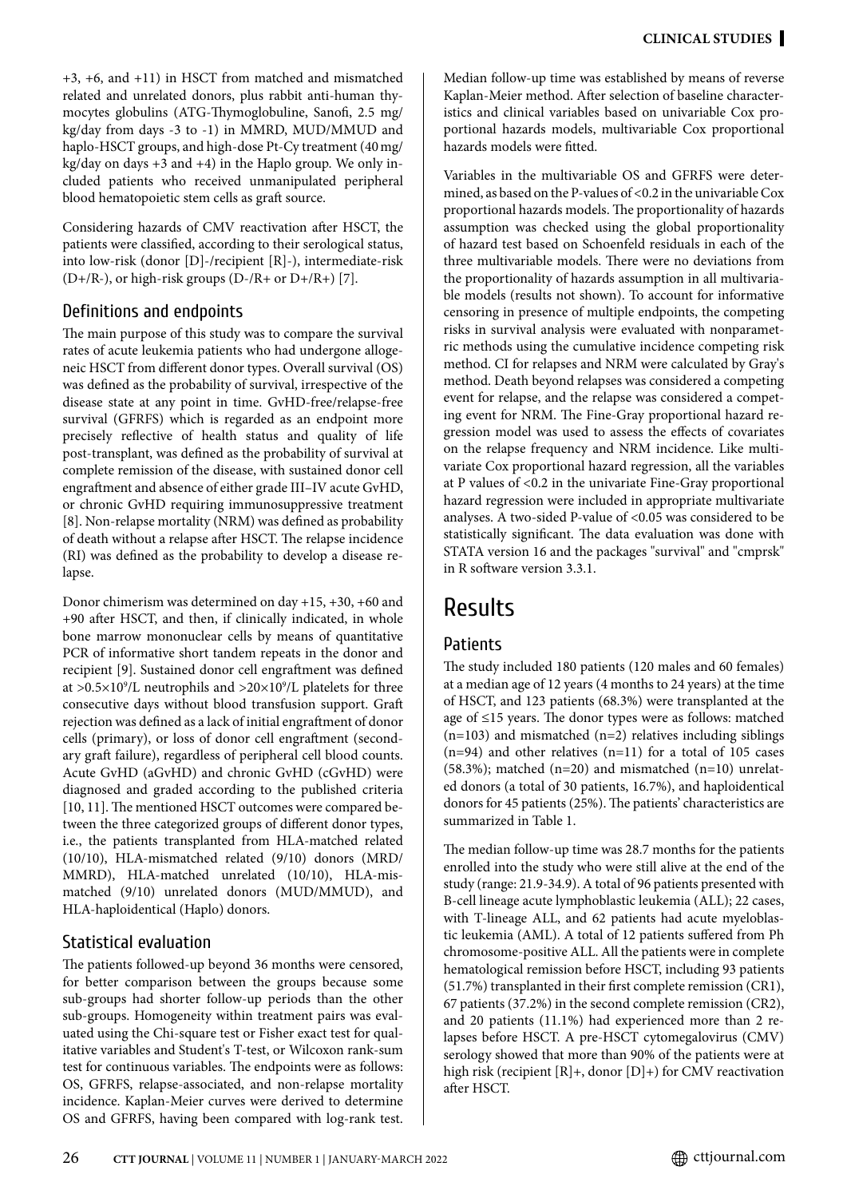+3, +6, and +11) in HSCT from matched and mismatched related and unrelated donors, plus rabbit anti-human thymocytes globulins (ATG-Thymoglobuline, Sanofi, 2.5 mg/kg/day from days -3 to -1) in MMRD, MUD/MMUD and haplo-HSCT groups, and high-dose Pt-Cy treatment (40 mg/kg/day on days +3 and +4) in the Haplo group. We only included patients who received unmanipulated peripheral blood hematopoietic stem cells as graft source.

Considering hazards of CMV reactivation after HSCT, the patients were classified, according to their serological status, into low-risk (donor [D]-/recipient [R]-), intermediate-risk (D+/R-), or high-risk groups (D-/R+ or D+/R+) [7].

## Definitions and endpoints

The main purpose of this study was to compare the survival rates of acute leukemia patients who had undergone allogeneic HSCT from different donor types. Overall survival (OS) was defined as the probability of survival, irrespective of the disease state at any point in time. GvHD-free/relapse-free survival (GFRFS) which is regarded as an endpoint more precisely reflective of health status and quality of life post-transplant, was defined as the probability of survival at complete remission of the disease, with sustained donor cell engraftment and absence of either grade III–IV acute GvHD, or chronic GvHD requiring immunosuppressive treatment [8]. Non-relapse mortality (NRM) was defined as probability of death without a relapse after HSCT. The relapse incidence (RI) was defined as the probability to develop a disease relapse.

Donor chimerism was determined on day +15, +30, +60 and +90 after HSCT, and then, if clinically indicated, in whole bone marrow mononuclear cells by means of quantitative PCR of informative short tandem repeats in the donor and recipient [9]. Sustained donor cell engraftment was defined at $>0.5\times10^9$/L neutrophils and $>20\times10^9$/L platelets for three consecutive days without blood transfusion support. Graft rejection was defined as a lack of initial engraftment of donor cells (primary), or loss of donor cell engraftment (secondary graft failure), regardless of peripheral cell blood counts. Acute GvHD (aGvHD) and chronic GvHD (cGvHD) were diagnosed and graded according to the published criteria [10, 11]. The mentioned HSCT outcomes were compared between the three categorized groups of different donor types, i.e., the patients transplanted from HLA-matched related (10/10), HLA-mismatched related (9/10) donors (MRD/MMRD), HLA-matched unrelated (10/10), HLA-mismatched (9/10) unrelated donors (MUD/MMUD), and HLA-haploidentical (Haplo) donors.

## Statistical evaluation

The patients followed-up beyond 36 months were censored, for better comparison between the groups because some sub-groups had shorter follow-up periods than the other sub-groups. Homogeneity within treatment pairs was evaluated using the Chi-square test or Fisher exact test for qualitative variables and Student's T-test, or Wilcoxon rank-sum test for continuous variables. The endpoints were as follows: OS, GFRFS, relapse-associated, and non-relapse mortality incidence. Kaplan-Meier curves were derived to determine OS and GFRFS, having been compared with log-rank test. Median follow-up time was established by means of reverse Kaplan-Meier method. After selection of baseline characteristics and clinical variables based on univariable Cox proportional hazards models, multivariable Cox proportional hazards models were fitted.

Variables in the multivariable OS and GFRFS were determined, as based on the P-values of <0.2 in the univariable Cox proportional hazards models. The proportionality of hazards assumption was checked using the global proportionality of hazard test based on Schoenfeld residuals in each of the three multivariable models. There were no deviations from the proportionality of hazards assumption in all multivariable models (results not shown). To account for informative censoring in presence of multiple endpoints, the competing risks in survival analysis were evaluated with nonparametric methods using the cumulative incidence competing risk method. CI for relapses and NRM were calculated by Gray's method. Death beyond relapses was considered a competing event for relapse, and the relapse was considered a competing event for NRM. The Fine-Gray proportional hazard regression model was used to assess the effects of covariates on the relapse frequency and NRM incidence. Like multivariate Cox proportional hazard regression, all the variables at P values of <0.2 in the univariate Fine-Gray proportional hazard regression were included in appropriate multivariate analyses. A two-sided P-value of <0.05 was considered to be statistically significant. The data evaluation was done with STATA version 16 and the packages "survival" and "cmprsk" in R software version 3.3.1.

# Results

## Patients

The study included 180 patients (120 males and 60 females) at a median age of 12 years (4 months to 24 years) at the time of HSCT, and 123 patients (68.3%) were transplanted at the age of ≤15 years. The donor types were as follows: matched (n=103) and mismatched (n=2) relatives including siblings (n=94) and other relatives (n=11) for a total of 105 cases (58.3%); matched (n=20) and mismatched (n=10) unrelated donors (a total of 30 patients, 16.7%), and haploidentical donors for 45 patients (25%). The patients' characteristics are summarized in Table 1.

The median follow-up time was 28.7 months for the patients enrolled into the study who were still alive at the end of the study (range: 21.9-34.9). A total of 96 patients presented with B-cell lineage acute lymphoblastic leukemia (ALL); 22 cases, with T-lineage ALL, and 62 patients had acute myeloblastic leukemia (AML). A total of 12 patients suffered from Ph chromosome-positive ALL. All the patients were in complete hematological remission before HSCT, including 93 patients (51.7%) transplanted in their first complete remission (CR1), 67 patients (37.2%) in the second complete remission (CR2), and 20 patients (11.1%) had experienced more than 2 relapses before HSCT. A pre-HSCT cytomegalovirus (CMV) serology showed that more than 90% of the patients were at high risk (recipient [R]+, donor [D]+) for CMV reactivation after HSCT.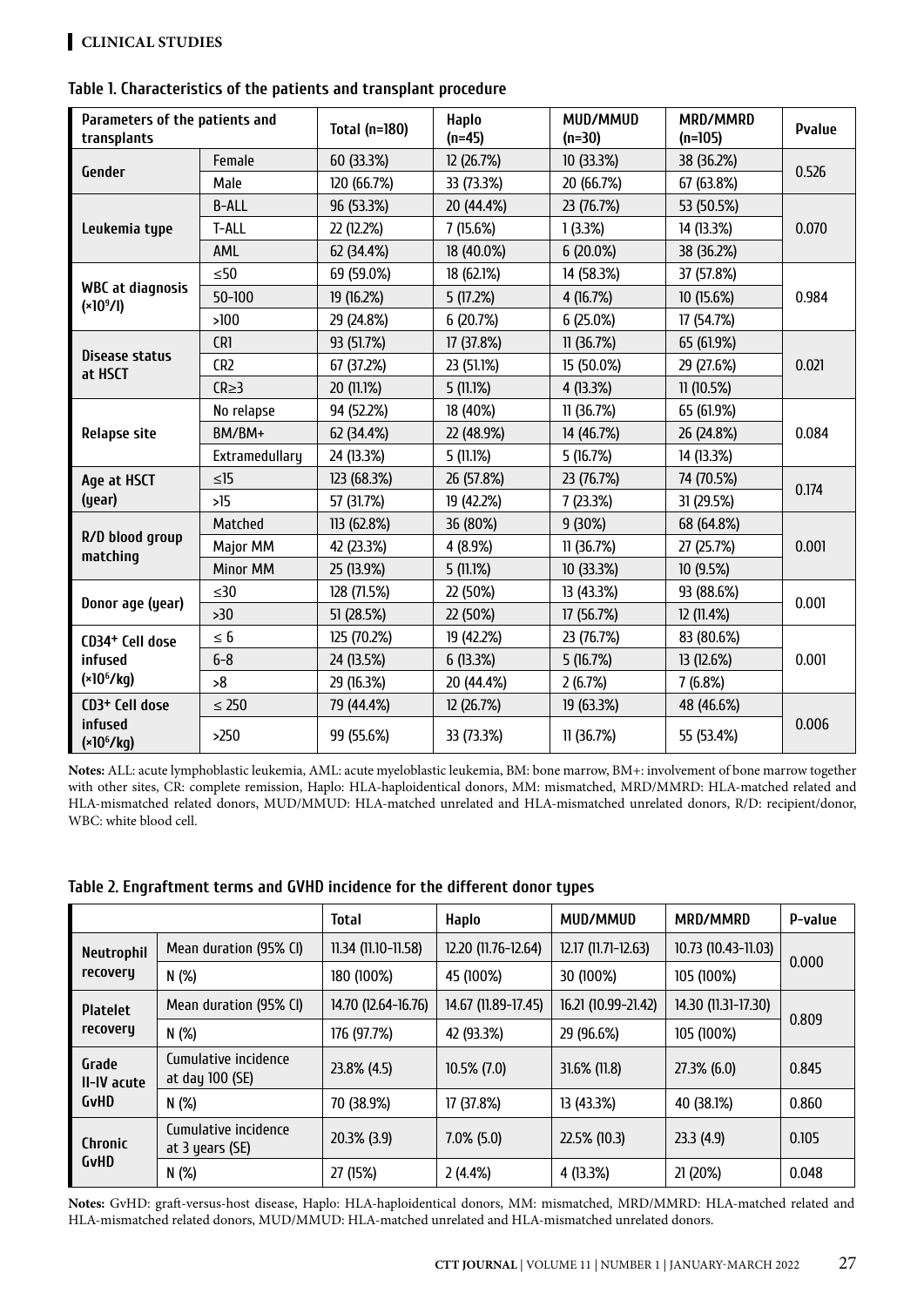**Table 1. Characteristics of the patients and transplant procedure**

| Parameters of the patients and transplants | | Total (n=180) | Haplo (n=45) | MUD/MMUD (n=30) | MRD/MMRD (n=105) | Pvalue |
|---|---|---|---|---|---|---|
| Gender | Female | 60 (33.3%) | 12 (26.7%) | 10 (33.3%) | 38 (36.2%) | 0.526 |
| | Male | 120 (66.7%) | 33 (73.3%) | 20 (66.7%) | 67 (63.8%) | |
| Leukemia type | B-ALL | 96 (53.3%) | 20 (44.4%) | 23 (76.7%) | 53 (50.5%) | 0.070 |
| | T-ALL | 22 (12.2%) | 7 (15.6%) | 1 (3.3%) | 14 (13.3%) | |
| | AML | 62 (34.4%) | 18 (40.0%) | 6 (20.0%) | 38 (36.2%) | |
| WBC at diagnosis ($\times10^9$/l) | ≤50 | 69 (59.0%) | 18 (62.1%) | 14 (58.3%) | 37 (57.8%) | 0.984 |
| | 50-100 | 19 (16.2%) | 5 (17.2%) | 4 (16.7%) | 10 (15.6%) | |
| | >100 | 29 (24.8%) | 6 (20.7%) | 6 (25.0%) | 17 (54.7%) | |
| Disease status at HSCT | CR1 | 93 (51.7%) | 17 (37.8%) | 11 (36.7%) | 65 (61.9%) | 0.021 |
| | CR2 | 67 (37.2%) | 23 (51.1%) | 15 (50.0%) | 29 (27.6%) | |
| | CR≥3 | 20 (11.1%) | 5 (11.1%) | 4 (13.3%) | 11 (10.5%) | |
| Relapse site | No relapse | 94 (52.2%) | 18 (40%) | 11 (36.7%) | 65 (61.9%) | 0.084 |
| | BM/BM+ | 62 (34.4%) | 22 (48.9%) | 14 (46.7%) | 26 (24.8%) | |
| | Extramedullary | 24 (13.3%) | 5 (11.1%) | 5 (16.7%) | 14 (13.3%) | |
| Age at HSCT (year) | ≤15 | 123 (68.3%) | 26 (57.8%) | 23 (76.7%) | 74 (70.5%) | 0.174 |
| | >15 | 57 (31.7%) | 19 (42.2%) | 7 (23.3%) | 31 (29.5%) | |
| R/D blood group matching | Matched | 113 (62.8%) | 36 (80%) | 9 (30%) | 68 (64.8%) | 0.001 |
| | Major MM | 42 (23.3%) | 4 (8.9%) | 11 (36.7%) | 27 (25.7%) | |
| | Minor MM | 25 (13.9%) | 5 (11.1%) | 10 (33.3%) | 10 (9.5%) | |
| Donor age (year) | ≤30 | 128 (71.5%) | 22 (50%) | 13 (43.3%) | 93 (88.6%) | 0.001 |
| | >30 | 51 (28.5%) | 22 (50%) | 17 (56.7%) | 12 (11.4%) | |
| $CD34^+$ Cell dose infused ($\times10^6$/kg) | ≤ 6 | 125 (70.2%) | 19 (42.2%) | 23 (76.7%) | 83 (80.6%) | 0.001 |
| | 6-8 | 24 (13.5%) | 6 (13.3%) | 5 (16.7%) | 13 (12.6%) | |
| | >8 | 29 (16.3%) | 20 (44.4%) | 2 (6.7%) | 7 (6.8%) | |
| $CD3^+$ Cell dose infused ($\times10^6$/kg) | ≤ 250 | 79 (44.4%) | 12 (26.7%) | 19 (63.3%) | 48 (46.6%) | 0.006 |
| | >250 | 99 (55.6%) | 33 (73.3%) | 11 (36.7%) | 55 (53.4%) | |

**Notes:** ALL: acute lymphoblastic leukemia, AML: acute myeloblastic leukemia, BM: bone marrow, BM+: involvement of bone marrow together with other sites, CR: complete remission, Haplo: HLA-haploidentical donors, MM: mismatched, MRD/MMRD: HLA-matched related and HLA-mismatched related donors, MUD/MMUD: HLA-matched unrelated and HLA-mismatched unrelated donors, R/D: recipient/donor, WBC: white blood cell.

**Table 2. Engraftment terms and GVHD incidence for the different donor types**

| | | Total | Haplo | MUD/MMUD | MRD/MMRD | P-value |
|---|---|---|---|---|---|---|
| Neutrophil recovery | Mean duration (95% CI) | 11.34 (11.10-11.58) | 12.20 (11.76-12.64) | 12.17 (11.71-12.63) | 10.73 (10.43-11.03) | 0.000 |
| | N (%) | 180 (100%) | 45 (100%) | 30 (100%) | 105 (100%) | |
| Platelet recovery | Mean duration (95% CI) | 14.70 (12.64-16.76) | 14.67 (11.89-17.45) | 16.21 (10.99-21.42) | 14.30 (11.31-17.30) | 0.809 |
| | N (%) | 176 (97.7%) | 42 (93.3%) | 29 (96.6%) | 105 (100%) | |
| Grade II-IV acute GvHD | Cumulative incidence at day 100 (SE) | 23.8% (4.5) | 10.5% (7.0) | 31.6% (11.8) | 27.3% (6.0) | 0.845 |
| | N (%) | 70 (38.9%) | 17 (37.8%) | 13 (43.3%) | 40 (38.1%) | 0.860 |
| Chronic GvHD | Cumulative incidence at 3 years (SE) | 20.3% (3.9) | 7.0% (5.0) | 22.5% (10.3) | 23.3 (4.9) | 0.105 |
| | N (%) | 27 (15%) | 2 (4.4%) | 4 (13.3%) | 21 (20%) | 0.048 |

**Notes:** GvHD: graft-versus-host disease, Haplo: HLA-haploidentical donors, MM: mismatched, MRD/MMRD: HLA-matched related and HLA-mismatched related donors, MUD/MMUD: HLA-matched unrelated and HLA-mismatched unrelated donors.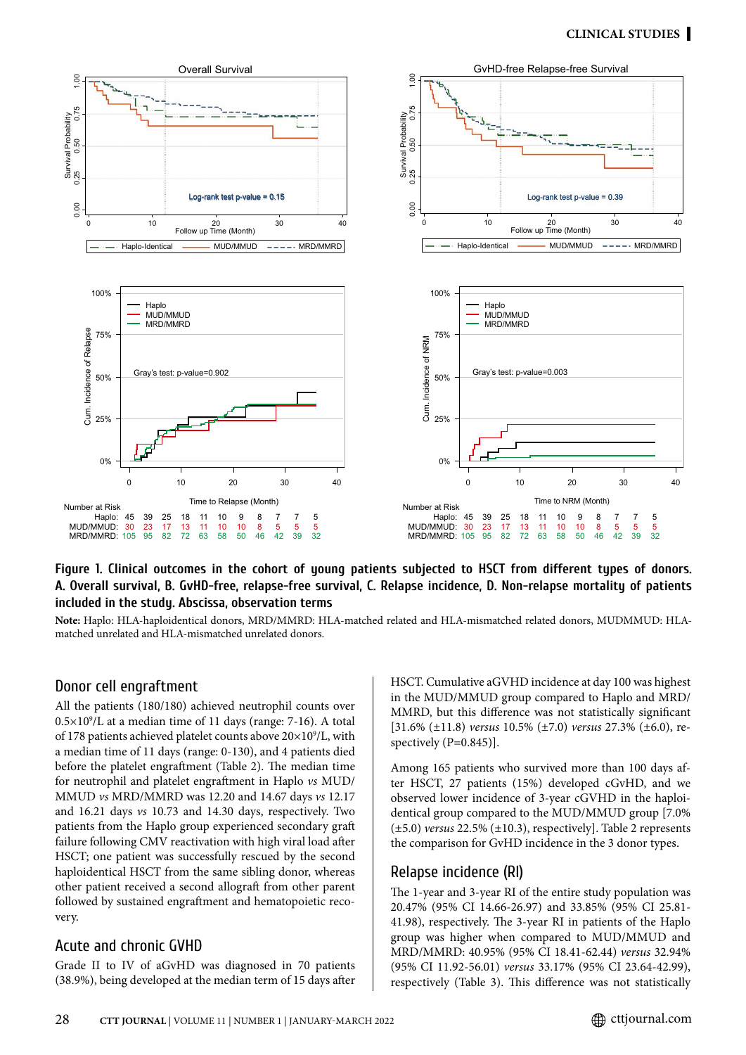**Figure 1. Clinical outcomes in the cohort of young patients subjected to HSCT from different types of donors. A. Overall survival, B. GvHD-free, relapse-free survival, C. Relapse incidence, D. Non-relapse mortality of patients included in the study. Abscissa, observation terms**

**Note:** Haplo: HLA-haploidentical donors, MRD/MMRD: HLA-matched related and HLA-mismatched related donors, MUDMMUD: HLA-matched unrelated and HLA-mismatched unrelated donors.

## Donor cell engraftment

All the patients (180/180) achieved neutrophil counts over $0.5 \times 10^9$/L at a median time of 11 days (range: 7-16). A total of 178 patients achieved platelet counts above $20 \times 10^9$/L, with a median time of 11 days (range: 0-130), and 4 patients died before the platelet engraftment (Table 2). The median time for neutrophil and platelet engraftment in Haplo *vs* MUD/MMUD *vs* MRD/MMRD was 12.20 and 14.67 days *vs* 12.17 and 16.21 days *vs* 10.73 and 14.30 days, respectively. Two patients from the Haplo group experienced secondary graft failure following CMV reactivation with high viral load after HSCT; one patient was successfully rescued by the second haploidentical HSCT from the same sibling donor, whereas other patient received a second allograft from other parent followed by sustained engraftment and hematopoietic recovery.

## Acute and chronic GVHD

Grade II to IV of aGvHD was diagnosed in 70 patients (38.9%), being developed at the median term of 15 days after HSCT. Cumulative aGVHD incidence at day 100 was highest in the MUD/MMUD group compared to Haplo and MRD/MMRD, but this difference was not statistically significant [31.6% (±11.8) *versus* 10.5% (±7.0) *versus* 27.3% (±6.0), respectively (P=0.845)].

Among 165 patients who survived more than 100 days after HSCT, 27 patients (15%) developed cGvHD, and we observed lower incidence of 3-year cGVHD in the haploidentical group compared to the MUD/MMUD group [7.0% (±5.0) *versus* 22.5% (±10.3), respectively]. Table 2 represents the comparison for GvHD incidence in the 3 donor types.

## Relapse incidence (RI)

The 1-year and 3-year RI of the entire study population was 20.47% (95% CI 14.66-26.97) and 33.85% (95% CI 25.81-41.98), respectively. The 3-year RI in patients of the Haplo group was higher when compared to MUD/MMUD and MRD/MMRD: 40.95% (95% CI 18.41-62.44) *versus* 28.25% (95% CI 11.92-56.01) *versus* 33.17% (95% CI 23.64-42.99), respectively (Table 3). This difference was not statistically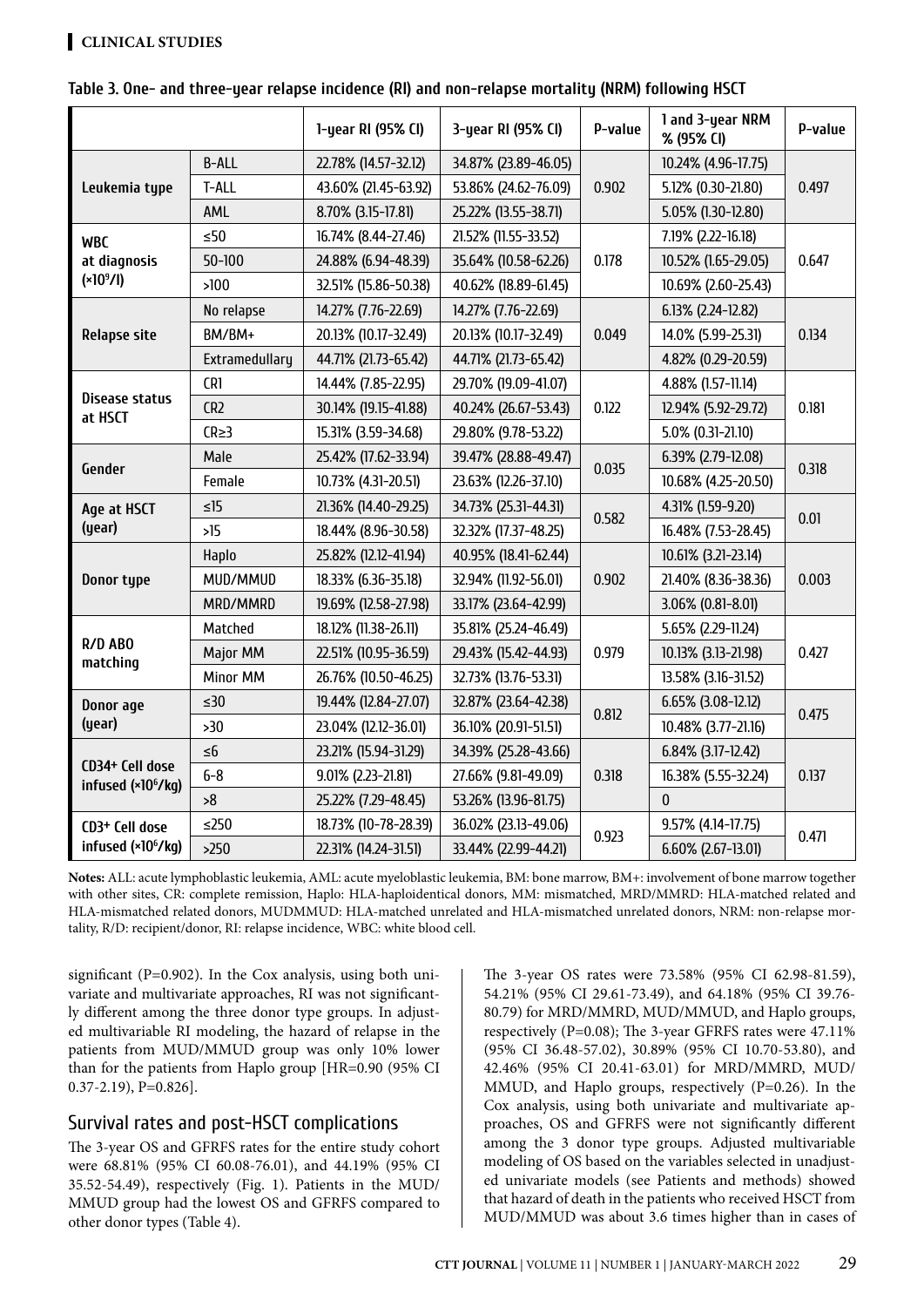**Table 3. One- and three-year relapse incidence (RI) and non-relapse mortality (NRM) following HSCT**

| | | 1-year RI (95% CI) | 3-year RI (95% CI) | P-value | 1 and 3-year NRM % (95% CI) | P-value |
|---|---|---|---|---|---|---|
| Leukemia type | B-ALL | 22.78% (14.57-32.12) | 34.87% (23.89-46.05) | 0.902 | 10.24% (4.96-17.75) | 0.497 |
| | T-ALL | 43.60% (21.45-63.92) | 53.86% (24.62-76.09) | | 5.12% (0.30-21.80) | |
| | AML | 8.70% (3.15-17.81) | 25.22% (13.55-38.71) | | 5.05% (1.30-12.80) | |
| WBC at diagnosis ($\times 10^9$/l) | ≤50 | 16.74% (8.44-27.46) | 21.52% (11.55-33.52) | 0.178 | 7.19% (2.22-16.18) | 0.647 |
| | 50-100 | 24.88% (6.94-48.39) | 35.64% (10.58-62.26) | | 10.52% (1.65-29.05) | |
| | >100 | 32.51% (15.86-50.38) | 40.62% (18.89-61.45) | | 10.69% (2.60-25.43) | |
| Relapse site | No relapse | 14.27% (7.76-22.69) | 14.27% (7.76-22.69) | 0.049 | 6.13% (2.24-12.82) | 0.134 |
| | BM/BM+ | 20.13% (10.17-32.49) | 20.13% (10.17-32.49) | | 14.0% (5.99-25.31) | |
| | Extramedullary | 44.71% (21.73-65.42) | 44.71% (21.73-65.42) | | 4.82% (0.29-20.59) | |
| Disease status at HSCT | CR1 | 14.44% (7.85-22.95) | 29.70% (19.09-41.07) | 0.122 | 4.88% (1.57-11.14) | 0.181 |
| | CR2 | 30.14% (19.15-41.88) | 40.24% (26.67-53.43) | | 12.94% (5.92-29.72) | |
| | CR≥3 | 15.31% (3.59-34.68) | 29.80% (9.78-53.22) | | 5.0% (0.31-21.10) | |
| Gender | Male | 25.42% (17.62-33.94) | 39.47% (28.88-49.47) | 0.035 | 6.39% (2.79-12.08) | 0.318 |
| | Female | 10.73% (4.31-20.51) | 23.63% (12.26-37.10) | | 10.68% (4.25-20.50) | |
| Age at HSCT (year) | ≤15 | 21.36% (14.40-29.25) | 34.73% (25.31-44.31) | 0.582 | 4.31% (1.59-9.20) | 0.01 |
| | >15 | 18.44% (8.96-30.58) | 32.32% (17.37-48.25) | | 16.48% (7.53-28.45) | |
| Donor type | Haplo | 25.82% (12.12-41.94) | 40.95% (18.41-62.44) | 0.902 | 10.61% (3.21-23.14) | 0.003 |
| | MUD/MMUD | 18.33% (6.36-35.18) | 32.94% (11.92-56.01) | | 21.40% (8.36-38.36) | |
| | MRD/MMRD | 19.69% (12.58-27.98) | 33.17% (23.64-42.99) | | 3.06% (0.81-8.01) | |
| R/D ABO matching | Matched | 18.12% (11.38-26.11) | 35.81% (25.24-46.49) | 0.979 | 5.65% (2.29-11.24) | 0.427 |
| | Major MM | 22.51% (10.95-36.59) | 29.43% (15.42-44.93) | | 10.13% (3.13-21.98) | |
| | Minor MM | 26.76% (10.50-46.25) | 32.73% (13.76-53.31) | | 13.58% (3.16-31.52) | |
| Donor age (year) | ≤30 | 19.44% (12.84-27.07) | 32.87% (23.64-42.38) | 0.812 | 6.65% (3.08-12.12) | 0.475 |
| | >30 | 23.04% (12.12-36.01) | 36.10% (20.91-51.51) | | 10.48% (3.77-21.16) | |
| CD34+ Cell dose infused ($\times 10^6$/kg) | ≤6 | 23.21% (15.94-31.29) | 34.39% (25.28-43.66) | 0.318 | 6.84% (3.17-12.42) | 0.137 |
| | 6-8 | 9.01% (2.23-21.81) | 27.66% (9.81-49.09) | | 16.38% (5.55-32.24) | |
| | >8 | 25.22% (7.29-48.45) | 53.26% (13.96-81.75) | | 0 | |
| CD3+ Cell dose infused ($\times 10^6$/kg) | ≤250 | 18.73% (10-78-28.39) | 36.02% (23.13-49.06) | 0.923 | 9.57% (4.14-17.75) | 0.471 |
| | >250 | 22.31% (14.24-31.51) | 33.44% (22.99-44.21) | | 6.60% (2.67-13.01) | |

**Notes:** ALL: acute lymphoblastic leukemia, AML: acute myeloblastic leukemia, BM: bone marrow, BM+: involvement of bone marrow together with other sites, CR: complete remission, Haplo: HLA-haploidentical donors, MM: mismatched, MRD/MMRD: HLA-matched related and HLA-mismatched related donors, MUDMMUD: HLA-matched unrelated and HLA-mismatched unrelated donors, NRM: non-relapse mortality, R/D: recipient/donor, RI: relapse incidence, WBC: white blood cell.

significant (P=0.902). In the Cox analysis, using both univariate and multivariate approaches, RI was not significantly different among the three donor type groups. In adjusted multivariable RI modeling, the hazard of relapse in the patients from MUD/MMUD group was only 10% lower than for the patients from Haplo group [HR=0.90 (95% CI 0.37-2.19), P=0.826].

## Survival rates and post-HSCT complications

The 3-year OS and GFRFS rates for the entire study cohort were 68.81% (95% CI 60.08-76.01), and 44.19% (95% CI 35.52-54.49), respectively (Fig. 1). Patients in the MUD/MMUD group had the lowest OS and GFRFS compared to other donor types (Table 4).

The 3-year OS rates were 73.58% (95% CI 62.98-81.59), 54.21% (95% CI 29.61-73.49), and 64.18% (95% CI 39.76-80.79) for MRD/MMRD, MUD/MMUD, and Haplo groups, respectively (P=0.08); The 3-year GFRFS rates were 47.11% (95% CI 36.48-57.02), 30.89% (95% CI 10.70-53.80), and 42.46% (95% CI 20.41-63.01) for MRD/MMRD, MUD/MMUD, and Haplo groups, respectively (P=0.26). In the Cox analysis, using both univariate and multivariate approaches, OS and GFRFS were not significantly different among the 3 donor type groups. Adjusted multivariable modeling of OS based on the variables selected in unadjusted univariate models (see Patients and methods) showed that hazard of death in the patients who received HSCT from MUD/MMUD was about 3.6 times higher than in cases of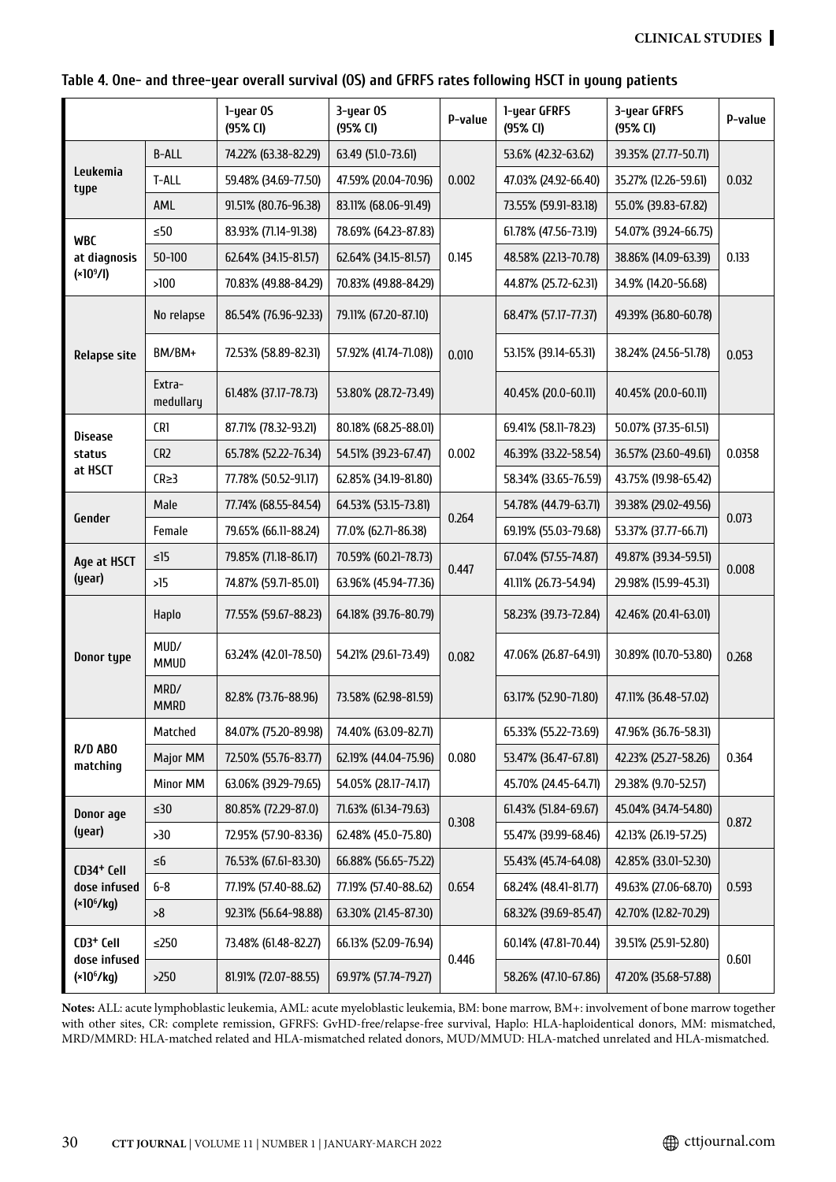**Table 4. One- and three-year overall survival (OS) and GFRFS rates following HSCT in young patients**

| | | 1-year OS (95% CI) | 3-year OS (95% CI) | P-value | 1-year GFRFS (95% CI) | 3-year GFRFS (95% CI) | P-value |
|---|---|---|---|---|---|---|---|
| Leukemia type | B-ALL | 74.22% (63.38-82.29) | 63.49 (51.0-73.61) | 0.002 | 53.6% (42.32-63.62) | 39.35% (27.77-50.71) | 0.032 |
| | T-ALL | 59.48% (34.69-77.50) | 47.59% (20.04-70.96) | | 47.03% (24.92-66.40) | 35.27% (12.26-59.61) | |
| | AML | 91.51% (80.76-96.38) | 83.11% (68.06-91.49) | | 73.55% (59.91-83.18) | 55.0% (39.83-67.82) | |
| WBC at diagnosis ($\times 10^9$/l) | ≤50 | 83.93% (71.14-91.38) | 78.69% (64.23-87.83) | 0.145 | 61.78% (47.56-73.19) | 54.07% (39.24-66.75) | 0.133 |
| | 50-100 | 62.64% (34.15-81.57) | 62.64% (34.15-81.57) | | 48.58% (22.13-70.78) | 38.86% (14.09-63.39) | |
| | >100 | 70.83% (49.88-84.29) | 70.83% (49.88-84.29) | | 44.87% (25.72-62.31) | 34.9% (14.20-56.68) | |
| Relapse site | No relapse | 86.54% (76.96-92.33) | 79.11% (67.20-87.10) | 0.010 | 68.47% (57.17-77.37) | 49.39% (36.80-60.78) | 0.053 |
| | BM/BM+ | 72.53% (58.89-82.31) | 57.92% (41.74-71.08)) | | 53.15% (39.14-65.31) | 38.24% (24.56-51.78) | |
| | Extra-medullary | 61.48% (37.17-78.73) | 53.80% (28.72-73.49) | | 40.45% (20.0-60.11) | 40.45% (20.0-60.11) | |
| Disease status at HSCT | CR1 | 87.71% (78.32-93.21) | 80.18% (68.25-88.01) | 0.002 | 69.41% (58.11-78.23) | 50.07% (37.35-61.51) | 0.0358 |
| | CR2 | 65.78% (52.22-76.34) | 54.51% (39.23-67.47) | | 46.39% (33.22-58.54) | 36.57% (23.60-49.61) | |
| | CR≥3 | 77.78% (50.52-91.17) | 62.85% (34.19-81.80) | | 58.34% (33.65-76.59) | 43.75% (19.98-65.42) | |
| Gender | Male | 77.74% (68.55-84.54) | 64.53% (53.15-73.81) | 0.264 | 54.78% (44.79-63.71) | 39.38% (29.02-49.56) | 0.073 |
| | Female | 79.65% (66.11-88.24) | 77.0% (62.71-86.38) | | 69.19% (55.03-79.68) | 53.37% (37.77-66.71) | |
| Age at HSCT (year) | ≤15 | 79.85% (71.18-86.17) | 70.59% (60.21-78.73) | 0.447 | 67.04% (57.55-74.87) | 49.87% (39.34-59.51) | 0.008 |
| | >15 | 74.87% (59.71-85.01) | 63.96% (45.94-77.36) | | 41.11% (26.73-54.94) | 29.98% (15.99-45.31) | |
| Donor type | Haplo | 77.55% (59.67-88.23) | 64.18% (39.76-80.79) | 0.082 | 58.23% (39.73-72.84) | 42.46% (20.41-63.01) | 0.268 |
| | MUD/MMUD | 63.24% (42.01-78.50) | 54.21% (29.61-73.49) | | 47.06% (26.87-64.91) | 30.89% (10.70-53.80) | |
| | MRD/MMRD | 82.8% (73.76-88.96) | 73.58% (62.98-81.59) | | 63.17% (52.90-71.80) | 47.11% (36.48-57.02) | |
| R/D ABO matching | Matched | 84.07% (75.20-89.98) | 74.40% (63.09-82.71) | 0.080 | 65.33% (55.22-73.69) | 47.96% (36.76-58.31) | 0.364 |
| | Major MM | 72.50% (55.76-83.77) | 62.19% (44.04-75.96) | | 53.47% (36.47-67.81) | 42.23% (25.27-58.26) | |
| | Minor MM | 63.06% (39.29-79.65) | 54.05% (28.17-74.17) | | 45.70% (24.45-64.71) | 29.38% (9.70-52.57) | |
| Donor age (year) | ≤30 | 80.85% (72.29-87.0) | 71.63% (61.34-79.63) | 0.308 | 61.43% (51.84-69.67) | 45.04% (34.74-54.80) | 0.872 |
| | >30 | 72.95% (57.90-83.36) | 62.48% (45.0-75.80) | | 55.47% (39.99-68.46) | 42.13% (26.19-57.25) | |
| $CD34^+$ Cell dose infused ($\times 10^6$/kg) | ≤6 | 76.53% (67.61-83.30) | 66.88% (56.65-75.22) | 0.654 | 55.43% (45.74-64.08) | 42.85% (33.01-52.30) | 0.593 |
| | 6-8 | 77.19% (57.40-88..62) | 77.19% (57.40-88..62) | | 68.24% (48.41-81.77) | 49.63% (27.06-68.70) | |
| | >8 | 92.31% (56.64-98.88) | 63.30% (21.45-87.30) | | 68.32% (39.69-85.47) | 42.70% (12.82-70.29) | |
| $CD3^+$ Cell dose infused ($\times 10^6$/kg) | ≤250 | 73.48% (61.48-82.27) | 66.13% (52.09-76.94) | 0.446 | 60.14% (47.81-70.44) | 39.51% (25.91-52.80) | 0.601 |
| | >250 | 81.91% (72.07-88.55) | 69.97% (57.74-79.27) | | 58.26% (47.10-67.86) | 47.20% (35.68-57.88) | |

**Notes:** ALL: acute lymphoblastic leukemia, AML: acute myeloblastic leukemia, BM: bone marrow, BM+: involvement of bone marrow together with other sites, CR: complete remission, GFRFS: GvHD-free/relapse-free survival, Haplo: HLA-haploidentical donors, MM: mismatched, MRD/MMRD: HLA-matched related and HLA-mismatched related donors, MUD/MMUD: HLA-matched unrelated and HLA-mismatched.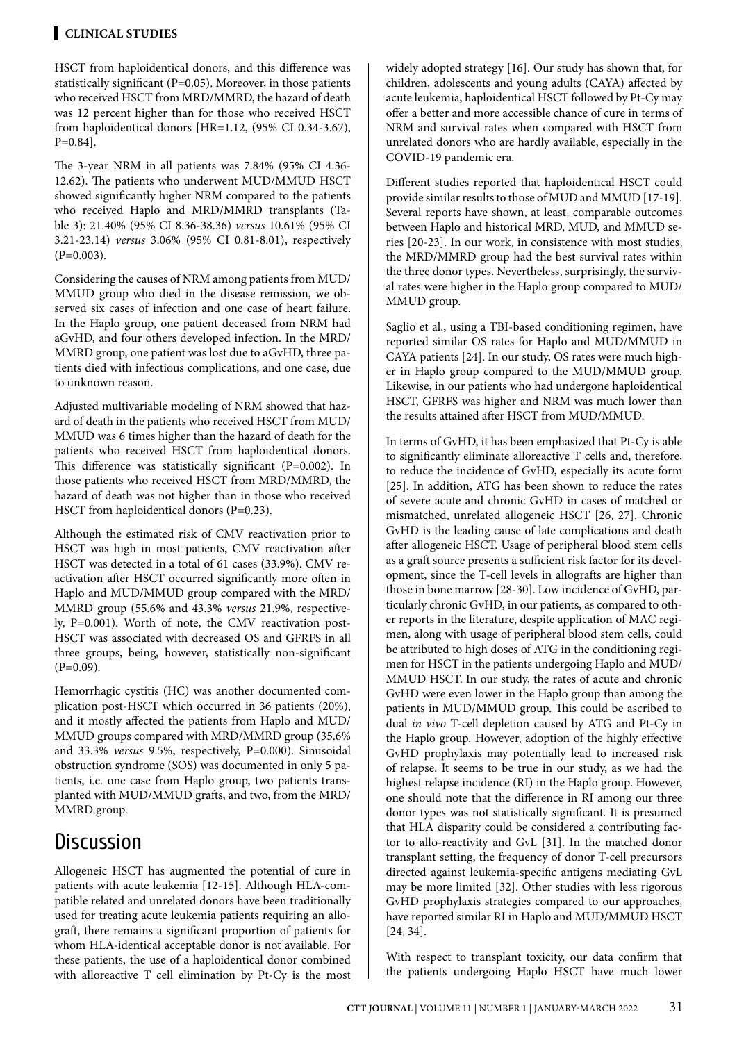HSCT from haploidentical donors, and this difference was statistically significant (P=0.05). Moreover, in those patients who received HSCT from MRD/MMRD, the hazard of death was 12 percent higher than for those who received HSCT from haploidentical donors [HR=1.12, (95% CI 0.34-3.67), P=0.84].

The 3-year NRM in all patients was 7.84% (95% CI 4.36-12.62). The patients who underwent MUD/MMUD HSCT showed significantly higher NRM compared to the patients who received Haplo and MRD/MMRD transplants (Table 3): 21.40% (95% CI 8.36-38.36) *versus* 10.61% (95% CI 3.21-23.14) *versus* 3.06% (95% CI 0.81-8.01), respectively (P=0.003).

Considering the causes of NRM among patients from MUD/MMUD group who died in the disease remission, we observed six cases of infection and one case of heart failure. In the Haplo group, one patient deceased from NRM had aGvHD, and four others developed infection. In the MRD/MMRD group, one patient was lost due to aGvHD, three patients died with infectious complications, and one case, due to unknown reason.

Adjusted multivariable modeling of NRM showed that hazard of death in the patients who received HSCT from MUD/MMUD was 6 times higher than the hazard of death for the patients who received HSCT from haploidentical donors. This difference was statistically significant (P=0.002). In those patients who received HSCT from MRD/MMRD, the hazard of death was not higher than in those who received HSCT from haploidentical donors (P=0.23).

Although the estimated risk of CMV reactivation prior to HSCT was high in most patients, CMV reactivation after HSCT was detected in a total of 61 cases (33.9%). CMV reactivation after HSCT occurred significantly more often in Haplo and MUD/MMUD group compared with the MRD/MMRD group (55.6% and 43.3% *versus* 21.9%, respectively, P=0.001). Worth of note, the CMV reactivation post-HSCT was associated with decreased OS and GFRFS in all three groups, being, however, statistically non-significant (P=0.09).

Hemorrhagic cystitis (HC) was another documented complication post-HSCT which occurred in 36 patients (20%), and it mostly affected the patients from Haplo and MUD/MMUD groups compared with MRD/MMRD group (35.6% and 33.3% *versus* 9.5%, respectively, P=0.000). Sinusoidal obstruction syndrome (SOS) was documented in only 5 patients, i.e. one case from Haplo group, two patients transplanted with MUD/MMUD grafts, and two, from the MRD/MMRD group.

# Discussion

Allogeneic HSCT has augmented the potential of cure in patients with acute leukemia [12-15]. Although HLA-compatible related and unrelated donors have been traditionally used for treating acute leukemia patients requiring an allograft, there remains a significant proportion of patients for whom HLA-identical acceptable donor is not available. For these patients, the use of a haploidentical donor combined with alloreactive T cell elimination by Pt-Cy is the most widely adopted strategy [16]. Our study has shown that, for children, adolescents and young adults (CAYA) affected by acute leukemia, haploidentical HSCT followed by Pt-Cy may offer a better and more accessible chance of cure in terms of NRM and survival rates when compared with HSCT from unrelated donors who are hardly available, especially in the COVID-19 pandemic era.

Different studies reported that haploidentical HSCT could provide similar results to those of MUD and MMUD [17-19]. Several reports have shown, at least, comparable outcomes between Haplo and historical MRD, MUD, and MMUD series [20-23]. In our work, in consistence with most studies, the MRD/MMRD group had the best survival rates within the three donor types. Nevertheless, surprisingly, the survival rates were higher in the Haplo group compared to MUD/MMUD group.

Saglio et al., using a TBI-based conditioning regimen, have reported similar OS rates for Haplo and MUD/MMUD in CAYA patients [24]. In our study, OS rates were much higher in Haplo group compared to the MUD/MMUD group. Likewise, in our patients who had undergone haploidentical HSCT, GFRFS was higher and NRM was much lower than the results attained after HSCT from MUD/MMUD.

In terms of GvHD, it has been emphasized that Pt-Cy is able to significantly eliminate alloreactive T cells and, therefore, to reduce the incidence of GvHD, especially its acute form [25]. In addition, ATG has been shown to reduce the rates of severe acute and chronic GvHD in cases of matched or mismatched, unrelated allogeneic HSCT [26, 27]. Chronic GvHD is the leading cause of late complications and death after allogeneic HSCT. Usage of peripheral blood stem cells as a graft source presents a sufficient risk factor for its development, since the T-cell levels in allografts are higher than those in bone marrow [28-30]. Low incidence of GvHD, particularly chronic GvHD, in our patients, as compared to other reports in the literature, despite application of MAC regimen, along with usage of peripheral blood stem cells, could be attributed to high doses of ATG in the conditioning regimen for HSCT in the patients undergoing Haplo and MUD/MMUD HSCT. In our study, the rates of acute and chronic GvHD were even lower in the Haplo group than among the patients in MUD/MMUD group. This could be ascribed to dual *in vivo* T-cell depletion caused by ATG and Pt-Cy in the Haplo group. However, adoption of the highly effective GvHD prophylaxis may potentially lead to increased risk of relapse. It seems to be true in our study, as we had the highest relapse incidence (RI) in the Haplo group. However, one should note that the difference in RI among our three donor types was not statistically significant. It is presumed that HLA disparity could be considered a contributing factor to allo-reactivity and GvL [31]. In the matched donor transplant setting, the frequency of donor T-cell precursors directed against leukemia-specific antigens mediating GvL may be more limited [32]. Other studies with less rigorous GvHD prophylaxis strategies compared to our approaches, have reported similar RI in Haplo and MUD/MMUD HSCT [24, 34].

With respect to transplant toxicity, our data confirm that the patients undergoing Haplo HSCT have much lower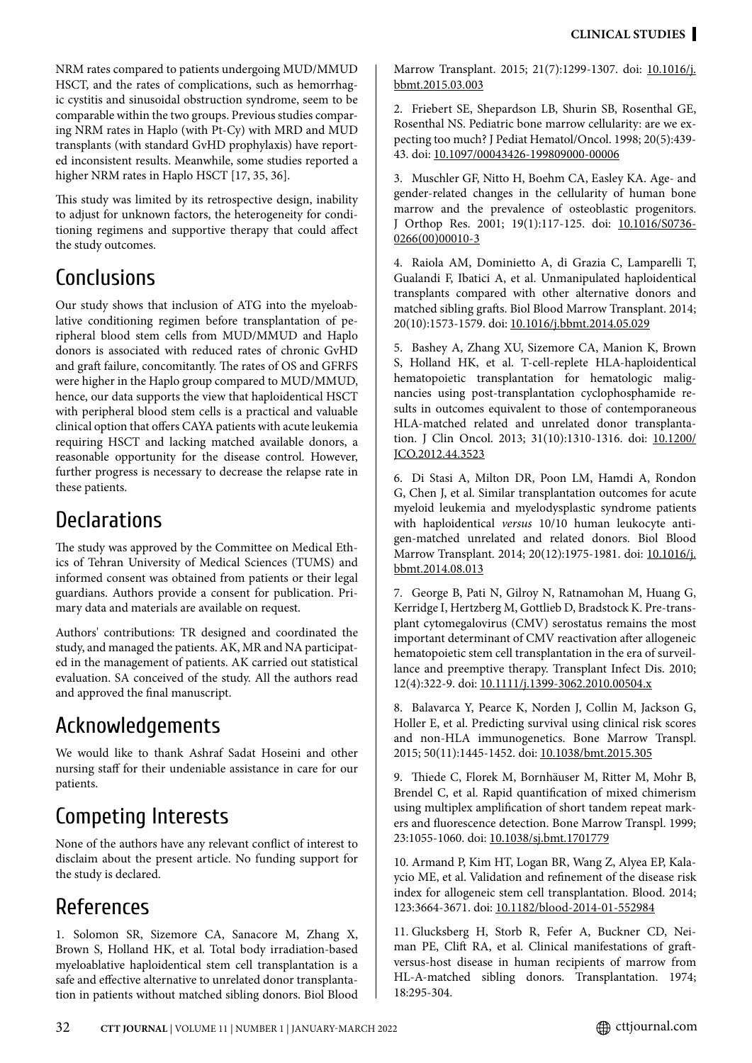NRM rates compared to patients undergoing MUD/MMUD HSCT, and the rates of complications, such as hemorrhagic cystitis and sinusoidal obstruction syndrome, seem to be comparable within the two groups. Previous studies comparing NRM rates in Haplo (with Pt-Cy) with MRD and MUD transplants (with standard GvHD prophylaxis) have reported inconsistent results. Meanwhile, some studies reported a higher NRM rates in Haplo HSCT [17, 35, 36].

This study was limited by its retrospective design, inability to adjust for unknown factors, the heterogeneity for conditioning regimens and supportive therapy that could affect the study outcomes.

## Conclusions

Our study shows that inclusion of ATG into the myeloablative conditioning regimen before transplantation of peripheral blood stem cells from MUD/MMUD and Haplo donors is associated with reduced rates of chronic GvHD and graft failure, concomitantly. The rates of OS and GFRFS were higher in the Haplo group compared to MUD/MMUD, hence, our data supports the view that haploidentical HSCT with peripheral blood stem cells is a practical and valuable clinical option that offers CAYA patients with acute leukemia requiring HSCT and lacking matched available donors, a reasonable opportunity for the disease control. However, further progress is necessary to decrease the relapse rate in these patients.

## Declarations

The study was approved by the Committee on Medical Ethics of Tehran University of Medical Sciences (TUMS) and informed consent was obtained from patients or their legal guardians. Authors provide a consent for publication. Primary data and materials are available on request.

Authors' contributions: TR designed and coordinated the study, and managed the patients. AK, MR and NA participated in the management of patients. AK carried out statistical evaluation. SA conceived of the study. All the authors read and approved the final manuscript.

## Acknowledgements

We would like to thank Ashraf Sadat Hoseini and other nursing staff for their undeniable assistance in care for our patients.

## Competing Interests

None of the authors have any relevant conflict of interest to disclaim about the present article. No funding support for the study is declared.

## References

1. Solomon SR, Sizemore CA, Sanacore M, Zhang X, Brown S, Holland HK, et al. Total body irradiation-based myeloablative haploidentical stem cell transplantation is a safe and effective alternative to unrelated donor transplantation in patients without matched sibling donors. Biol Blood Marrow Transplant. 2015; 21(7):1299-1307. doi: 10.1016/j.bbmt.2015.03.003

2. Friebert SE, Shepardson LB, Shurin SB, Rosenthal GE, Rosenthal NS. Pediatric bone marrow cellularity: are we expecting too much? J Pediat Hematol/Oncol. 1998; 20(5):439-43. doi: 10.1097/00043426-199809000-00006

3. Muschler GF, Nitto H, Boehm CA, Easley KA. Age- and gender-related changes in the cellularity of human bone marrow and the prevalence of osteoblastic progenitors. J Orthop Res. 2001; 19(1):117-125. doi: 10.1016/S0736-0266(00)00010-3

4. Raiola AM, Dominietto A, di Grazia C, Lamparelli T, Gualandi F, Ibatici A, et al. Unmanipulated haploidentical transplants compared with other alternative donors and matched sibling grafts. Biol Blood Marrow Transplant. 2014; 20(10):1573-1579. doi: 10.1016/j.bbmt.2014.05.029

5. Bashey A, Zhang XU, Sizemore CA, Manion K, Brown S, Holland HK, et al. T-cell-replete HLA-haploidentical hematopoietic transplantation for hematologic malignancies using post-transplantation cyclophosphamide results in outcomes equivalent to those of contemporaneous HLA-matched related and unrelated donor transplantation. J Clin Oncol. 2013; 31(10):1310-1316. doi: 10.1200/JCO.2012.44.3523

6. Di Stasi A, Milton DR, Poon LM, Hamdi A, Rondon G, Chen J, et al. Similar transplantation outcomes for acute myeloid leukemia and myelodysplastic syndrome patients with haploidentical *versus* 10/10 human leukocyte antigen-matched unrelated and related donors. Biol Blood Marrow Transplant. 2014; 20(12):1975-1981. doi: 10.1016/j.bbmt.2014.08.013

7. George B, Pati N, Gilroy N, Ratnamohan M, Huang G, Kerridge I, Hertzberg M, Gottlieb D, Bradstock K. Pre-transplant cytomegalovirus (CMV) serostatus remains the most important determinant of CMV reactivation after allogeneic hematopoietic stem cell transplantation in the era of surveillance and preemptive therapy. Transplant Infect Dis. 2010; 12(4):322-9. doi: 10.1111/j.1399-3062.2010.00504.x

8. Balavarca Y, Pearce K, Norden J, Collin M, Jackson G, Holler E, et al. Predicting survival using clinical risk scores and non-HLA immunogenetics. Bone Marrow Transpl. 2015; 50(11):1445-1452. doi: 10.1038/bmt.2015.305

9. Thiede C, Florek M, Bornhäuser M, Ritter M, Mohr B, Brendel C, et al. Rapid quantification of mixed chimerism using multiplex amplification of short tandem repeat markers and fluorescence detection. Bone Marrow Transpl. 1999; 23:1055-1060. doi: 10.1038/sj.bmt.1701779

10. Armand P, Kim HT, Logan BR, Wang Z, Alyea EP, Kalaycio ME, et al. Validation and refinement of the disease risk index for allogeneic stem cell transplantation. Blood. 2014; 123:3664-3671. doi: 10.1182/blood-2014-01-552984

11. Glucksberg H, Storb R, Fefer A, Buckner CD, Neiman PE, Clift RA, et al. Clinical manifestations of graft-versus-host disease in human recipients of marrow from HL-A-matched sibling donors. Transplantation. 1974; 18:295-304.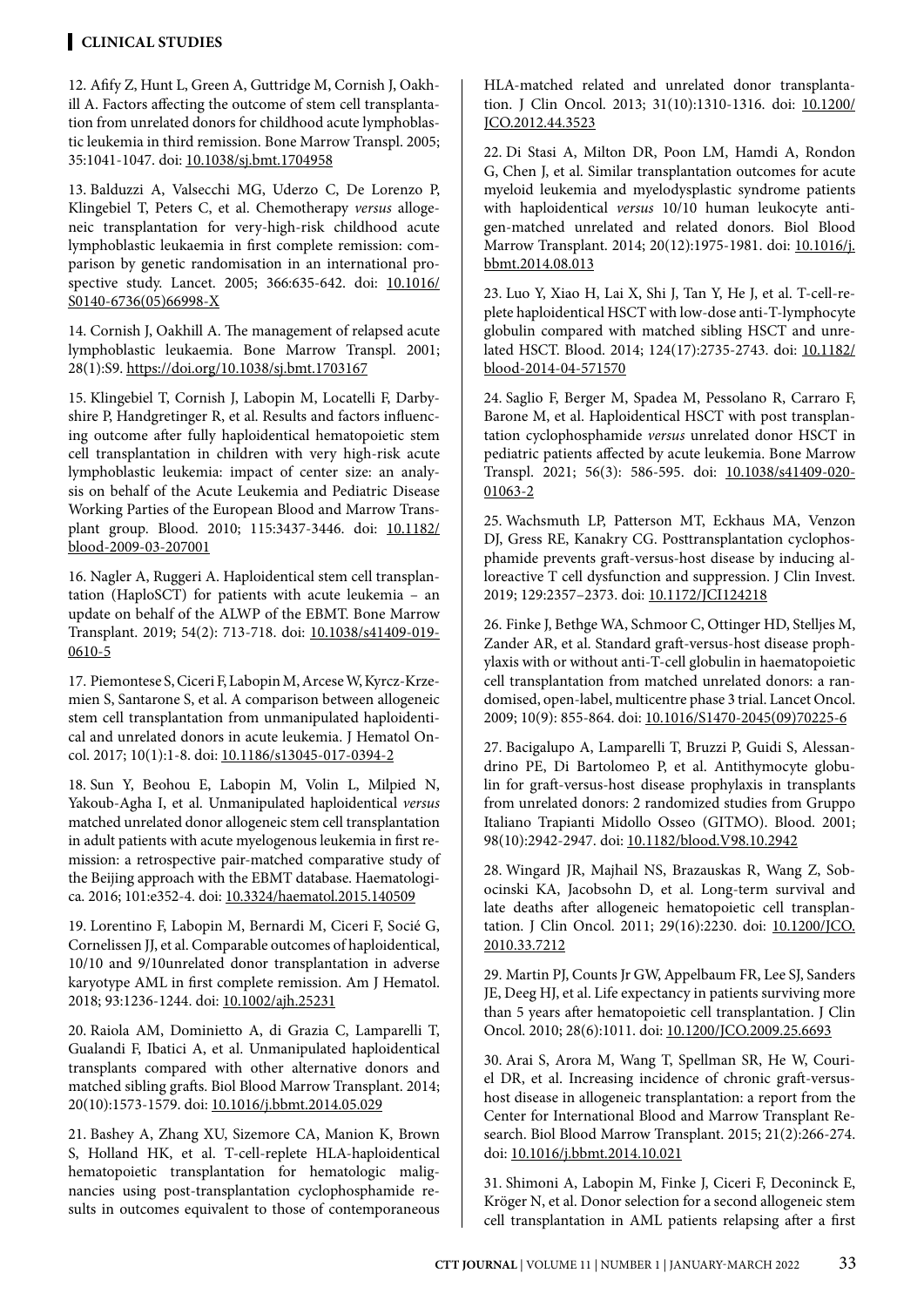12. Afify Z, Hunt L, Green A, Guttridge M, Cornish J, Oakhill A. Factors affecting the outcome of stem cell transplantation from unrelated donors for childhood acute lymphoblastic leukemia in third remission. Bone Marrow Transpl. 2005; 35:1041-1047. doi: 10.1038/sj.bmt.1704958

13. Balduzzi A, Valsecchi MG, Uderzo C, De Lorenzo P, Klingebiel T, Peters C, et al. Chemotherapy *versus* allogeneic transplantation for very-high-risk childhood acute lymphoblastic leukaemia in first complete remission: comparison by genetic randomisation in an international prospective study. Lancet. 2005; 366:635-642. doi: 10.1016/S0140-6736(05)66998-X

14. Cornish J, Oakhill A. The management of relapsed acute lymphoblastic leukaemia. Bone Marrow Transpl. 2001; 28(1):S9. https://doi.org/10.1038/sj.bmt.1703167

15. Klingebiel T, Cornish J, Labopin M, Locatelli F, Darbyshire P, Handgretinger R, et al. Results and factors influencing outcome after fully haploidentical hematopoietic stem cell transplantation in children with very high-risk acute lymphoblastic leukemia: impact of center size: an analysis on behalf of the Acute Leukemia and Pediatric Disease Working Parties of the European Blood and Marrow Transplant group. Blood. 2010; 115:3437-3446. doi: 10.1182/blood-2009-03-207001

16. Nagler A, Ruggeri A. Haploidentical stem cell transplantation (HaploSCT) for patients with acute leukemia – an update on behalf of the ALWP of the EBMT. Bone Marrow Transplant. 2019; 54(2): 713-718. doi: 10.1038/s41409-019-0610-5

17. Piemontese S, Ciceri F, Labopin M, Arcese W, Kyrcz-Krzemien S, Santarone S, et al. A comparison between allogeneic stem cell transplantation from unmanipulated haploidentical and unrelated donors in acute leukemia. J Hematol Oncol. 2017; 10(1):1-8. doi: 10.1186/s13045-017-0394-2

18. Sun Y, Beohou E, Labopin M, Volin L, Milpied N, Yakoub-Agha I, et al. Unmanipulated haploidentical *versus* matched unrelated donor allogeneic stem cell transplantation in adult patients with acute myelogenous leukemia in first remission: a retrospective pair-matched comparative study of the Beijing approach with the EBMT database. Haematologica. 2016; 101:e352-4. doi: 10.3324/haematol.2015.140509

19. Lorentino F, Labopin M, Bernardi M, Ciceri F, Socié G, Cornelissen JJ, et al. Comparable outcomes of haploidentical, 10/10 and 9/10unrelated donor transplantation in adverse karyotype AML in first complete remission. Am J Hematol. 2018; 93:1236-1244. doi: 10.1002/ajh.25231

20. Raiola AM, Dominietto A, di Grazia C, Lamparelli T, Gualandi F, Ibatici A, et al. Unmanipulated haploidentical transplants compared with other alternative donors and matched sibling grafts. Biol Blood Marrow Transplant. 2014; 20(10):1573-1579. doi: 10.1016/j.bbmt.2014.05.029

21. Bashey A, Zhang XU, Sizemore CA, Manion K, Brown S, Holland HK, et al. T-cell-replete HLA-haploidentical hematopoietic transplantation for hematologic malignancies using post-transplantation cyclophosphamide results in outcomes equivalent to those of contemporaneous HLA-matched related and unrelated donor transplantation. J Clin Oncol. 2013; 31(10):1310-1316. doi: 10.1200/JCO.2012.44.3523

22. Di Stasi A, Milton DR, Poon LM, Hamdi A, Rondon G, Chen J, et al. Similar transplantation outcomes for acute myeloid leukemia and myelodysplastic syndrome patients with haploidentical *versus* 10/10 human leukocyte antigen-matched unrelated and related donors. Biol Blood Marrow Transplant. 2014; 20(12):1975-1981. doi: 10.1016/j.bbmt.2014.08.013

23. Luo Y, Xiao H, Lai X, Shi J, Tan Y, He J, et al. T-cell-replete haploidentical HSCT with low-dose anti-T-lymphocyte globulin compared with matched sibling HSCT and unrelated HSCT. Blood. 2014; 124(17):2735-2743. doi: 10.1182/blood-2014-04-571570

24. Saglio F, Berger M, Spadea M, Pessolano R, Carraro F, Barone M, et al. Haploidentical HSCT with post transplantation cyclophosphamide *versus* unrelated donor HSCT in pediatric patients affected by acute leukemia. Bone Marrow Transpl. 2021; 56(3): 586-595. doi: 10.1038/s41409-020-01063-2

25. Wachsmuth LP, Patterson MT, Eckhaus MA, Venzon DJ, Gress RE, Kanakry CG. Posttransplantation cyclophosphamide prevents graft-versus-host disease by inducing alloreactive T cell dysfunction and suppression. J Clin Invest. 2019; 129:2357–2373. doi: 10.1172/JCI124218

26. Finke J, Bethge WA, Schmoor C, Ottinger HD, Stelljes M, Zander AR, et al. Standard graft-versus-host disease prophylaxis with or without anti-T-cell globulin in haematopoietic cell transplantation from matched unrelated donors: a randomised, open-label, multicentre phase 3 trial. Lancet Oncol. 2009; 10(9): 855-864. doi: 10.1016/S1470-2045(09)70225-6

27. Bacigalupo A, Lamparelli T, Bruzzi P, Guidi S, Alessandrino PE, Di Bartolomeo P, et al. Antithymocyte globulin for graft-versus-host disease prophylaxis in transplants from unrelated donors: 2 randomized studies from Gruppo Italiano Trapianti Midollo Osseo (GITMO). Blood. 2001; 98(10):2942-2947. doi: 10.1182/blood.V98.10.2942

28. Wingard JR, Majhail NS, Brazauskas R, Wang Z, Sobocinski KA, Jacobsohn D, et al. Long-term survival and late deaths after allogeneic hematopoietic cell transplantation. J Clin Oncol. 2011; 29(16):2230. doi: 10.1200/JCO.2010.33.7212

29. Martin PJ, Counts Jr GW, Appelbaum FR, Lee SJ, Sanders JE, Deeg HJ, et al. Life expectancy in patients surviving more than 5 years after hematopoietic cell transplantation. J Clin Oncol. 2010; 28(6):1011. doi: 10.1200/JCO.2009.25.6693

30. Arai S, Arora M, Wang T, Spellman SR, He W, Couriel DR, et al. Increasing incidence of chronic graft-versus-host disease in allogeneic transplantation: a report from the Center for International Blood and Marrow Transplant Research. Biol Blood Marrow Transplant. 2015; 21(2):266-274. doi: 10.1016/j.bbmt.2014.10.021

31. Shimoni A, Labopin M, Finke J, Ciceri F, Deconinck E, Kröger N, et al. Donor selection for a second allogeneic stem cell transplantation in AML patients relapsing after a first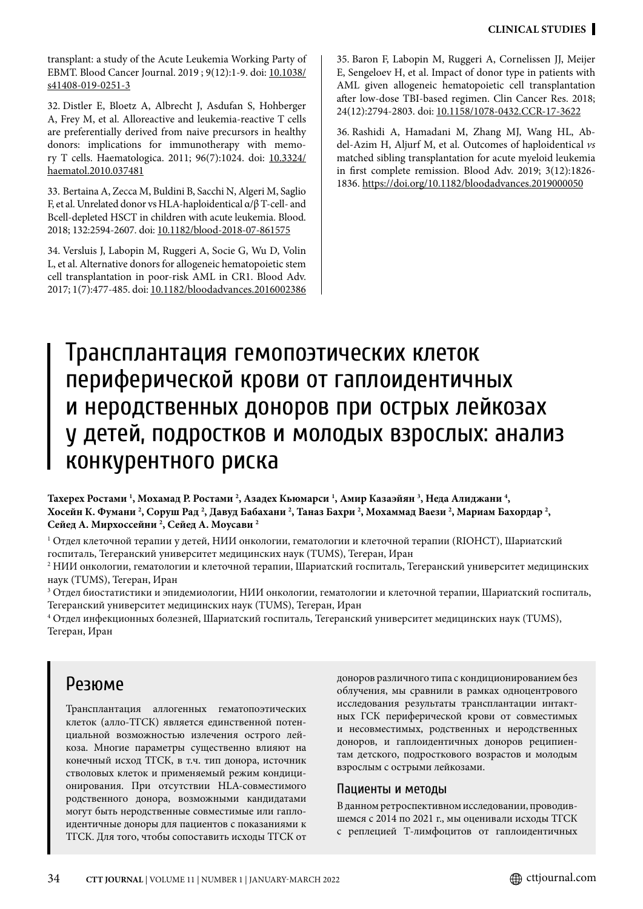transplant: a study of the Acute Leukemia Working Party of EBMT. Blood Cancer Journal. 2019 ; 9(12):1-9. doi: 10.1038/s41408-019-0251-3

32. Distler E, Bloetz A, Albrecht J, Asdufan S, Hohberger A, Frey M, et al. Alloreactive and leukemia-reactive T cells are preferentially derived from naive precursors in healthy donors: implications for immunotherapy with memory T cells. Haematologica. 2011; 96(7):1024. doi: 10.3324/haematol.2010.037481

33. Bertaina A, Zecca M, Buldini B, Sacchi N, Algeri M, Saglio F, et al. Unrelated donor vs HLA-haploidentical α/β T-cell- and Bcell-depleted HSCT in children with acute leukemia. Blood. 2018; 132:2594-2607. doi: 10.1182/blood-2018-07-861575

34. Versluis J, Labopin M, Ruggeri A, Socie G, Wu D, Volin L, et al. Alternative donors for allogeneic hematopoietic stem cell transplantation in poor-risk AML in CR1. Blood Adv. 2017; 1(7):477-485. doi: 10.1182/bloodadvances.2016002386

35. Baron F, Labopin M, Ruggeri A, Cornelissen JJ, Meijer E, Sengeloev H, et al. Impact of donor type in patients with AML given allogeneic hematopoietic cell transplantation after low-dose TBI-based regimen. Clin Cancer Res. 2018; 24(12):2794-2803. doi: 10.1158/1078-0432.CCR-17-3622

36. Rashidi A, Hamadani M, Zhang MJ, Wang HL, Abdel-Azim H, Aljurf M, et al. Outcomes of haploidentical *vs* matched sibling transplantation for acute myeloid leukemia in first complete remission. Blood Adv. 2019; 3(12):1826-1836. https://doi.org/10.1182/bloodadvances.2019000050

# Трансплантация гемопоэтических клеток периферической крови от гаплоидентичных и неродственных доноров при острых лейкозах у детей, подростков и молодых взрослых: анализ конкурентного риска

**Тахерех Ростами [1], Мохамад Р. Ростами [2], Азадех Кьюмарси [1], Амир Казаэйян [3], Неда Алиджани [4], Хосейн К. Фумани [2], Соруш Рад [2], Давуд Бабахани [2], Таназ Бахри [2], Мохаммад Ваези [2], Мариам Бахордар [2], Сейед А. Мирхоссейни [2], Сейед А. Моусави [2]**

[1] Отдел клеточной терапии у детей, НИИ онкологии, гематологии и клеточной терапии (RIOHCT), Шариатский госпиталь, Тегеранский университет медицинских наук (TUMS), Тегеран, Иран

[2] НИИ онкологии, гематологии и клеточной терапии, Шариатский госпиталь, Тегеранский университет медицинских наук (TUMS), Тегеран, Иран

[3] Отдел биостатистики и эпидемиологии, НИИ онкологии, гематологии и клеточной терапии, Шариатский госпиталь, Тегеранский университет медицинских наук (TUMS), Тегеран, Иран

[4] Отдел инфекционных болезней, Шариатский госпиталь, Тегеранский университет медицинских наук (TUMS), Тегеран, Иран

## Резюме

Трансплантация аллогенных гематопоэтических клеток (алло-ТГСК) является единственной потенциальной возможностью излечения острого лейкоза. Многие параметры существенно влияют на конечный исход ТГСК, в т.ч. тип донора, источник стволовых клеток и применяемый режим кондиционирования. При отсутствии HLA-совместимого родственного донора, возможными кандидатами могут быть неродственные совместимые или гаплоидентичные доноры для пациентов с показаниями к ТГСК. Для того, чтобы сопоставить исходы ТГСК от доноров различного типа с кондиционированием без облучения, мы сравнили в рамках одноцентрового исследования результаты трансплантации интактных ГСК периферической крови от совместимых и несовместимых, родственных и неродственных доноров, и гаплоидентичных доноров реципиентам детского, подросткового возрастов и молодым взрослым с острыми лейкозами.

### Пациенты и методы

В данном ретроспективном исследовании, проводившемся с 2014 по 2021 г., мы оценивали исходы ТГСК с реплецией Т-лимфоцитов от гаплоидентичных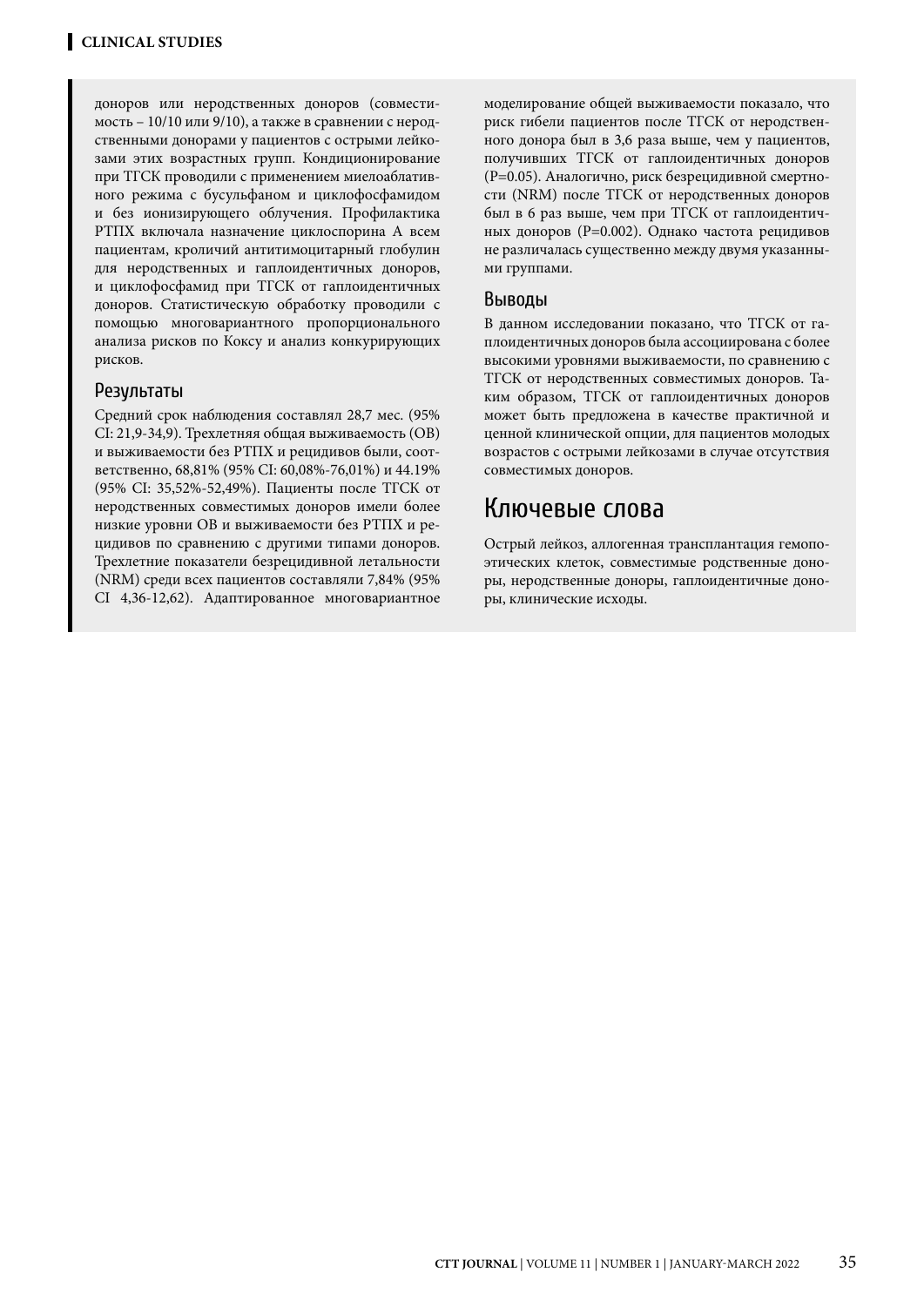доноров или неродственных доноров (совместимость – 10/10 или 9/10), а также в сравнении с неродственными донорами у пациентов с острыми лейкозами этих возрастных групп. Кондиционирование при ТГСК проводили с применением миелоаблативного режима с бусульфаном и циклофосфамидом и без ионизирующего облучения. Профилактика РТПХ включала назначение циклоспорина А всем пациентам, кроличий антитимоцитарный глобулин для неродственных и гаплоидентичных доноров, и циклофосфамид при ТГСК от гаплоидентичных доноров. Статистическую обработку проводили с помощью многовариантного пропорционального анализа рисков по Коксу и анализ конкурирующих рисков.

### Результаты

Средний срок наблюдения составлял 28,7 мес. (95% CI: 21,9-34,9). Трехлетняя общая выживаемость (ОВ) и выживаемости без РТПХ и рецидивов были, соответственно, 68,81% (95% CI: 60,08%-76,01%) и 44.19% (95% CI: 35,52%-52,49%). Пациенты после ТГСК от неродственных совместимых доноров имели более низкие уровни ОВ и выживаемости без РТПХ и рецидивов по сравнению с другими типами доноров. Трехлетние показатели безрецидивной летальности (NRM) среди всех пациентов составляли 7,84% (95% CI 4,36-12,62). Адаптированное многовариантное моделирование общей выживаемости показало, что риск гибели пациентов после ТГСК от неродственного донора был в 3,6 раза выше, чем у пациентов, получивших ТГСК от гаплоидентичных доноров (P=0.05). Аналогично, риск безрецидивной смертности (NRM) после ТГСК от неродственных доноров был в 6 раз выше, чем при ТГСК от гаплоидентичных доноров (P=0.002). Однако частота рецидивов не различалась существенно между двумя указанными группами.

### Выводы

В данном исследовании показано, что ТГСК от гаплоидентичных доноров была ассоциирована с более высокими уровнями выживаемости, по сравнению с ТГСК от неродственных совместимых доноров. Таким образом, ТГСК от гаплоидентичных доноров может быть предложена в качестве практичной и ценной клинической опции, для пациентов молодых возрастов с острыми лейкозами в случае отсутствия совместимых доноров.

## Ключевые слова

Острый лейкоз, аллогенная трансплантация гемопоэтических клеток, совместимые родственные доноры, неродственные доноры, гаплоидентичные доноры, клинические исходы.